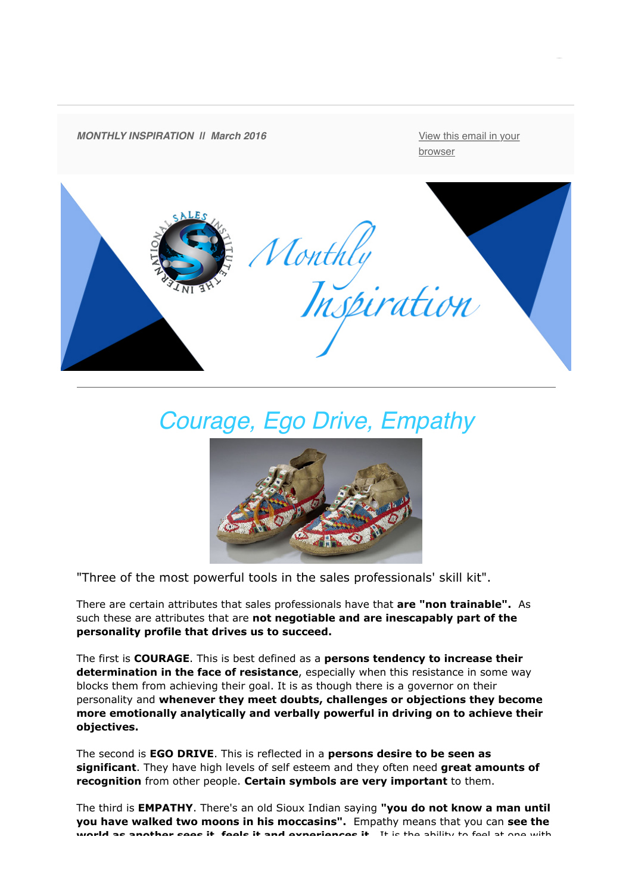***MONTHLY INSPIRATION  II  March 2016***

View this email in your browser

# Courage, Ego Drive, Empathy

"Three of the most powerful tools in the sales professionals' skill kit".

There are certain attributes that sales professionals have that **are "non trainable".** As such these are attributes that are **not negotiable and are inescapably part of the personality profile that drives us to succeed.**

The first is **COURAGE**. This is best defined as a **persons tendency to increase their determination in the face of resistance**, especially when this resistance in some way blocks them from achieving their goal. It is as though there is a governor on their personality and **whenever they meet doubts, challenges or objections they become more emotionally analytically and verbally powerful in driving on to achieve their objectives.**

The second is **EGO DRIVE**. This is reflected in a **persons desire to be seen as significant**. They have high levels of self esteem and they often need **great amounts of recognition** from other people. **Certain symbols are very important** to them.

The third is **EMPATHY**. There's an old Sioux Indian saying **"you do not know a man until you have walked two moons in his moccasins".** Empathy means that you can **see the world as another sees it, feels it and experiences it.** It is the ability to feel at one with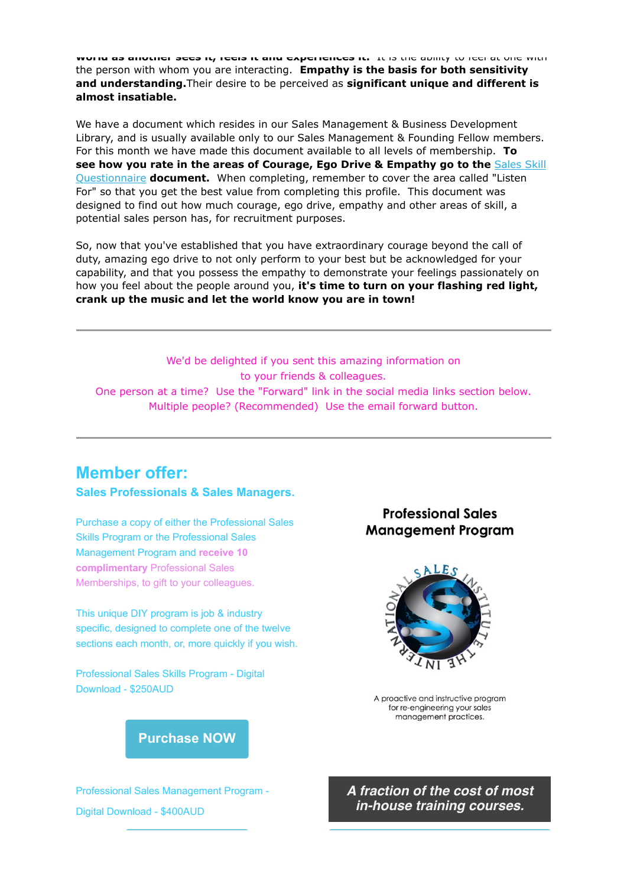world as another sees it, feels it and experiences it. It is the ability to feel at one with the person with whom you are interacting. **Empathy is the basis for both sensitivity and understanding.** Their desire to be perceived as **significant unique and different is almost insatiable.**

We have a document which resides in our Sales Management & Business Development Library, and is usually available only to our Sales Management & Founding Fellow members. For this month we have made this document available to all levels of membership. **To see how you rate in the areas of Courage, Ego Drive & Empathy go to the** Sales Skill Questionnaire **document.** When completing, remember to cover the area called "Listen For" so that you get the best value from completing this profile. This document was designed to find out how much courage, ego drive, empathy and other areas of skill, a potential sales person has, for recruitment purposes.

So, now that you've established that you have extraordinary courage beyond the call of duty, amazing ego drive to not only perform to your best but be acknowledged for your capability, and that you possess the empathy to demonstrate your feelings passionately on how you feel about the people around you, **it's time to turn on your flashing red light, crank up the music and let the world know you are in town!**

---

We'd be delighted if you sent this amazing information on to your friends & colleagues.
One person at a time? Use the "Forward" link in the social media links section below.
Multiple people? (Recommended) Use the email forward button.

---

## Member offer:

### Sales Professionals & Sales Managers.

Purchase a copy of either the Professional Sales Skills Program or the Professional Sales Management Program and **receive 10 complimentary** Professional Sales Memberships, to gift to your colleagues.

This unique DIY program is job & industry specific, designed to complete one of the twelve sections each month, or, more quickly if you wish.

Professional Sales Skills Program - Digital Download - $250AUD

**Purchase NOW**

Professional Sales Management Program - Digital Download - $400AUD

**Professional Sales Management Program**

THE INTERNATIONAL SALES INSTITUTE

A proactive and instructive program for re-engineering your sales management practices.

***A fraction of the cost of most in-house training courses.***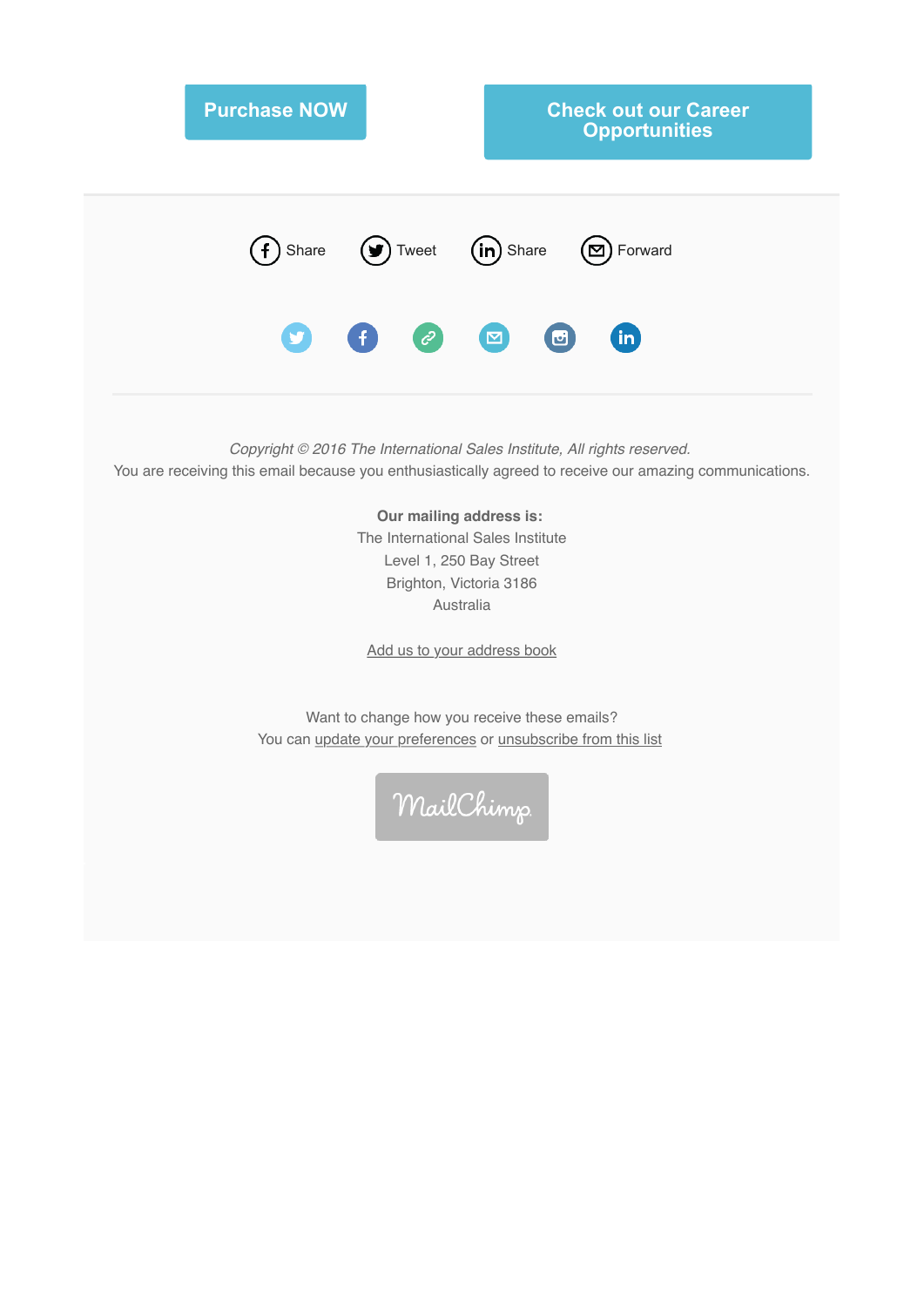Purchase NOW

Check out our Career Opportunities

Share Tweet Share Forward

*Copyright © 2016 The International Sales Institute, All rights reserved.*
You are receiving this email because you enthusiastically agreed to receive our amazing communications.

**Our mailing address is:**
The International Sales Institute
Level 1, 250 Bay Street
Brighton, Victoria 3186
Australia

Add us to your address book

Want to change how you receive these emails?
You can update your preferences or unsubscribe from this list

MailChimp